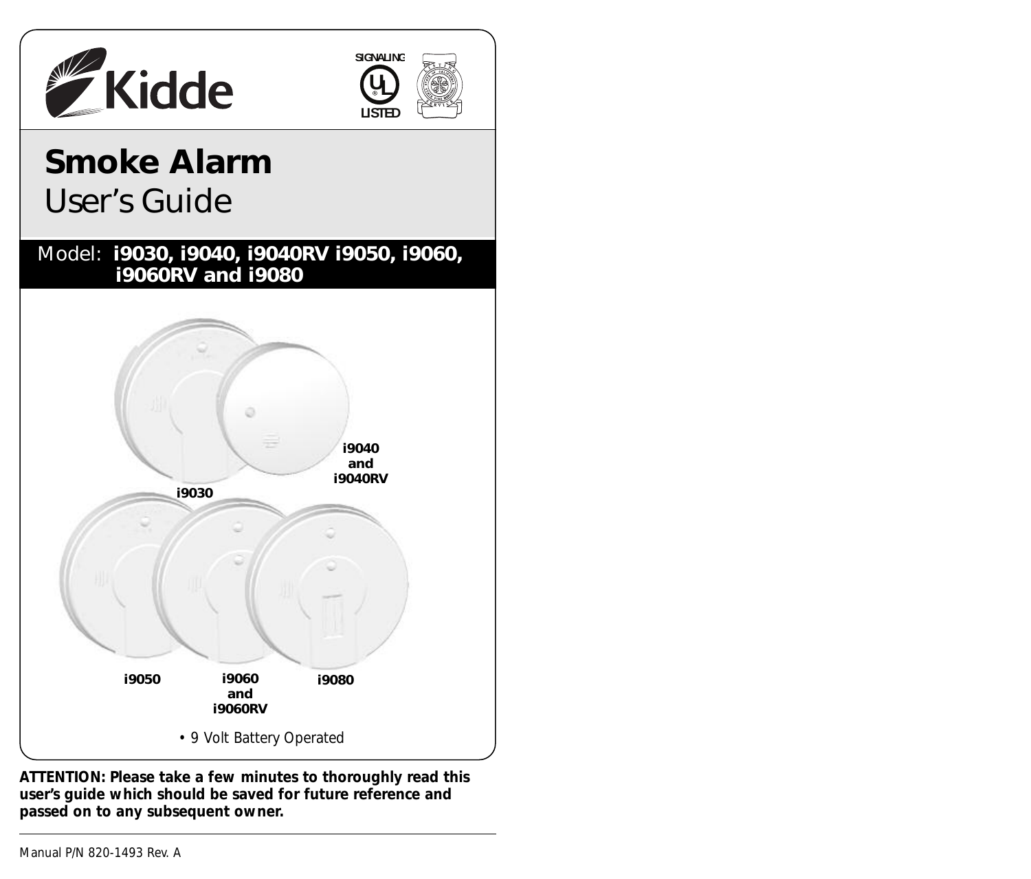Kidde

SIGNALING
LISTED

# Smoke Alarm

## User's Guide

**Model: i9030, i9040, i9040RV i9050, i9060, i9060RV and i9080**

i9030

i9040 and i9040RV

i9050

i9060 and i9060RV

i9080

- 9 Volt Battery Operated

**ATTENTION: Please take a few minutes to thoroughly read this user's guide which should be saved for future reference and passed on to any subsequent owner.**

Manual P/N 820-1493 Rev. A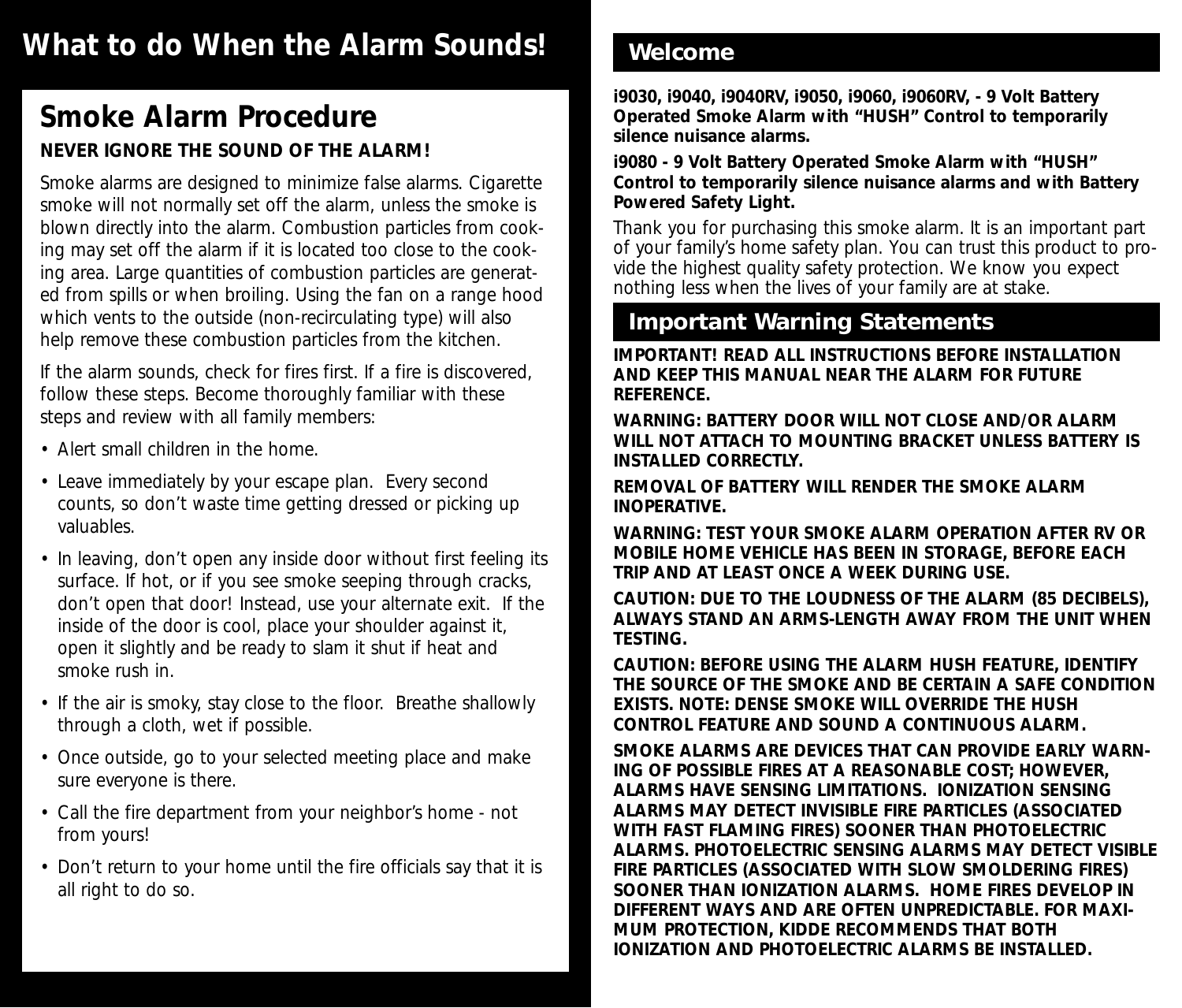# What to do When the Alarm Sounds!

## Smoke Alarm Procedure

**NEVER IGNORE THE SOUND OF THE ALARM!**

Smoke alarms are designed to minimize false alarms. Cigarette smoke will not normally set off the alarm, unless the smoke is blown directly into the alarm. Combustion particles from cooking may set off the alarm if it is located too close to the cooking area. Large quantities of combustion particles are generated from spills or when broiling. Using the fan on a range hood which vents to the outside (non-recirculating type) will also help remove these combustion particles from the kitchen.

If the alarm sounds, check for fires first. If a fire is discovered, follow these steps. Become thoroughly familiar with these steps and review with all family members:

- Alert small children in the home.
- Leave immediately by your escape plan. Every second counts, so don't waste time getting dressed or picking up valuables.
- In leaving, don't open any inside door without first feeling its surface. If hot, or if you see smoke seeping through cracks, don't open that door! Instead, use your alternate exit. If the inside of the door is cool, place your shoulder against it, open it slightly and be ready to slam it shut if heat and smoke rush in.
- If the air is smoky, stay close to the floor. Breathe shallowly through a cloth, wet if possible.
- Once outside, go to your selected meeting place and make sure everyone is there.
- Call the fire department from your neighbor's home - not from yours!
- Don't return to your home until the fire officials say that it is all right to do so.

## Welcome

**i9030, i9040, i9040RV, i9050, i9060, i9060RV, - 9 Volt Battery Operated Smoke Alarm with "HUSH" Control to temporarily silence nuisance alarms.**

**i9080 - 9 Volt Battery Operated Smoke Alarm with "HUSH" Control to temporarily silence nuisance alarms and with Battery Powered Safety Light.**

Thank you for purchasing this smoke alarm. It is an important part of your family's home safety plan. You can trust this product to provide the highest quality safety protection. We know you expect nothing less when the lives of your family are at stake.

## Important Warning Statements

**IMPORTANT! READ ALL INSTRUCTIONS BEFORE INSTALLATION AND KEEP THIS MANUAL NEAR THE ALARM FOR FUTURE REFERENCE.**

**WARNING: BATTERY DOOR WILL NOT CLOSE AND/OR ALARM WILL NOT ATTACH TO MOUNTING BRACKET UNLESS BATTERY IS INSTALLED CORRECTLY.**

**REMOVAL OF BATTERY WILL RENDER THE SMOKE ALARM INOPERATIVE.**

**WARNING: TEST YOUR SMOKE ALARM OPERATION AFTER RV OR MOBILE HOME VEHICLE HAS BEEN IN STORAGE, BEFORE EACH TRIP AND AT LEAST ONCE A WEEK DURING USE.**

**CAUTION: DUE TO THE LOUDNESS OF THE ALARM (85 DECIBELS), ALWAYS STAND AN ARMS-LENGTH AWAY FROM THE UNIT WHEN TESTING.**

**CAUTION: BEFORE USING THE ALARM HUSH FEATURE, IDENTIFY THE SOURCE OF THE SMOKE AND BE CERTAIN A SAFE CONDITION EXISTS. NOTE: DENSE SMOKE WILL OVERRIDE THE HUSH CONTROL FEATURE AND SOUND A CONTINUOUS ALARM.**

**SMOKE ALARMS ARE DEVICES THAT CAN PROVIDE EARLY WARNING OF POSSIBLE FIRES AT A REASONABLE COST; HOWEVER, ALARMS HAVE SENSING LIMITATIONS. IONIZATION SENSING ALARMS MAY DETECT INVISIBLE FIRE PARTICLES (ASSOCIATED WITH FAST FLAMING FIRES) SOONER THAN PHOTOELECTRIC ALARMS. PHOTOELECTRIC SENSING ALARMS MAY DETECT VISIBLE FIRE PARTICLES (ASSOCIATED WITH SLOW SMOLDERING FIRES) SOONER THAN IONIZATION ALARMS. HOME FIRES DEVELOP IN DIFFERENT WAYS AND ARE OFTEN UNPREDICTABLE. FOR MAXIMUM PROTECTION, KIDDE RECOMMENDS THAT BOTH IONIZATION AND PHOTOELECTRIC ALARMS BE INSTALLED.**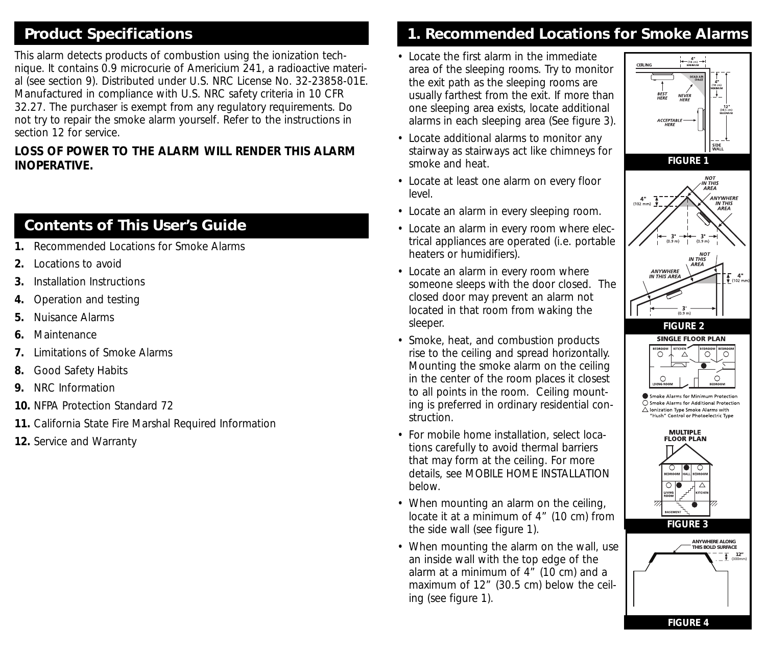## Product Specifications

This alarm detects products of combustion using the ionization technique. It contains 0.9 microcurie of Americium 241, a radioactive material (see section 9). Distributed under U.S. NRC License No. 32-23858-01E. Manufactured in compliance with U.S. NRC safety criteria in 10 CFR 32.27. The purchaser is exempt from any regulatory requirements. Do not try to repair the smoke alarm yourself. Refer to the instructions in section 12 for service.

**LOSS OF POWER TO THE ALARM WILL RENDER THIS ALARM INOPERATIVE.**

## Contents of This User's Guide

1. Recommended Locations for Smoke Alarms
2. Locations to avoid
3. Installation Instructions
4. Operation and testing
5. Nuisance Alarms
6. Maintenance
7. Limitations of Smoke Alarms
8. Good Safety Habits
9. NRC Information
10. NFPA Protection Standard 72
11. California State Fire Marshal Required Information
12. Service and Warranty

## 1. Recommended Locations for Smoke Alarms

- Locate the first alarm in the immediate area of the sleeping rooms. Try to monitor the exit path as the sleeping rooms are usually farthest from the exit. If more than one sleeping area exists, locate additional alarms in each sleeping area (See figure 3).
- Locate additional alarms to monitor any stairway as stairways act like chimneys for smoke and heat.
- Locate at least one alarm on every floor level.
- Locate an alarm in every sleeping room.
- Locate an alarm in every room where electrical appliances are operated (i.e. portable heaters or humidifiers).
- Locate an alarm in every room where someone sleeps with the door closed. The closed door may prevent an alarm not located in that room from waking the sleeper.
- Smoke, heat, and combustion products rise to the ceiling and spread horizontally. Mounting the smoke alarm on the ceiling in the center of the room places it closest to all points in the room. Ceiling mounting is preferred in ordinary residential construction.
- For mobile home installation, select locations carefully to avoid thermal barriers that may form at the ceiling. For more details, see MOBILE HOME INSTALLATION below.
- When mounting an alarm on the ceiling, locate it at a minimum of 4" (10 cm) from the side wall (see figure 1).
- When mounting the alarm on the wall, use an inside wall with the top edge of the alarm at a minimum of 4" (10 cm) and a maximum of 12" (30.5 cm) below the ceiling (see figure 1).

CEILING — 4" (10 cm) MINIMUM — DEAD AIR SPACE — BEST HERE — NEVER HERE — 4" (10 cm) MINIMUM — 12" (30,5 cm) MAXIMUM — ACCEPTABLE HERE — SIDE WALL

FIGURE 1

NOT IN THIS AREA — 4" (102 mm) — ANYWHERE IN THIS AREA — 3' (0.9 m) — 3' (0.9 m)

NOT IN THIS AREA — ANYWHERE IN THIS AREA — 4" (102 mm) — 3' (0.9 m)

FIGURE 2

SINGLE FLOOR PLAN — BEDROOM — KITCHEN — BEDROOM — BEDROOM — LIVING ROOM — BEDROOM

● Smoke Alarms for Minimum Protection
○ Smoke Alarms for Additional Protection
△ Ionization Type Smoke Alarms with "Hush" Control or Photoelectric Type

MULTIPLE FLOOR PLAN — BEDROOM — HALL — BEDROOM — LIVING ROOM — KITCHEN — BASEMENT

FIGURE 3

ANYWHERE ALONG THIS BOLD SURFACE — 12" (300mm)

FIGURE 4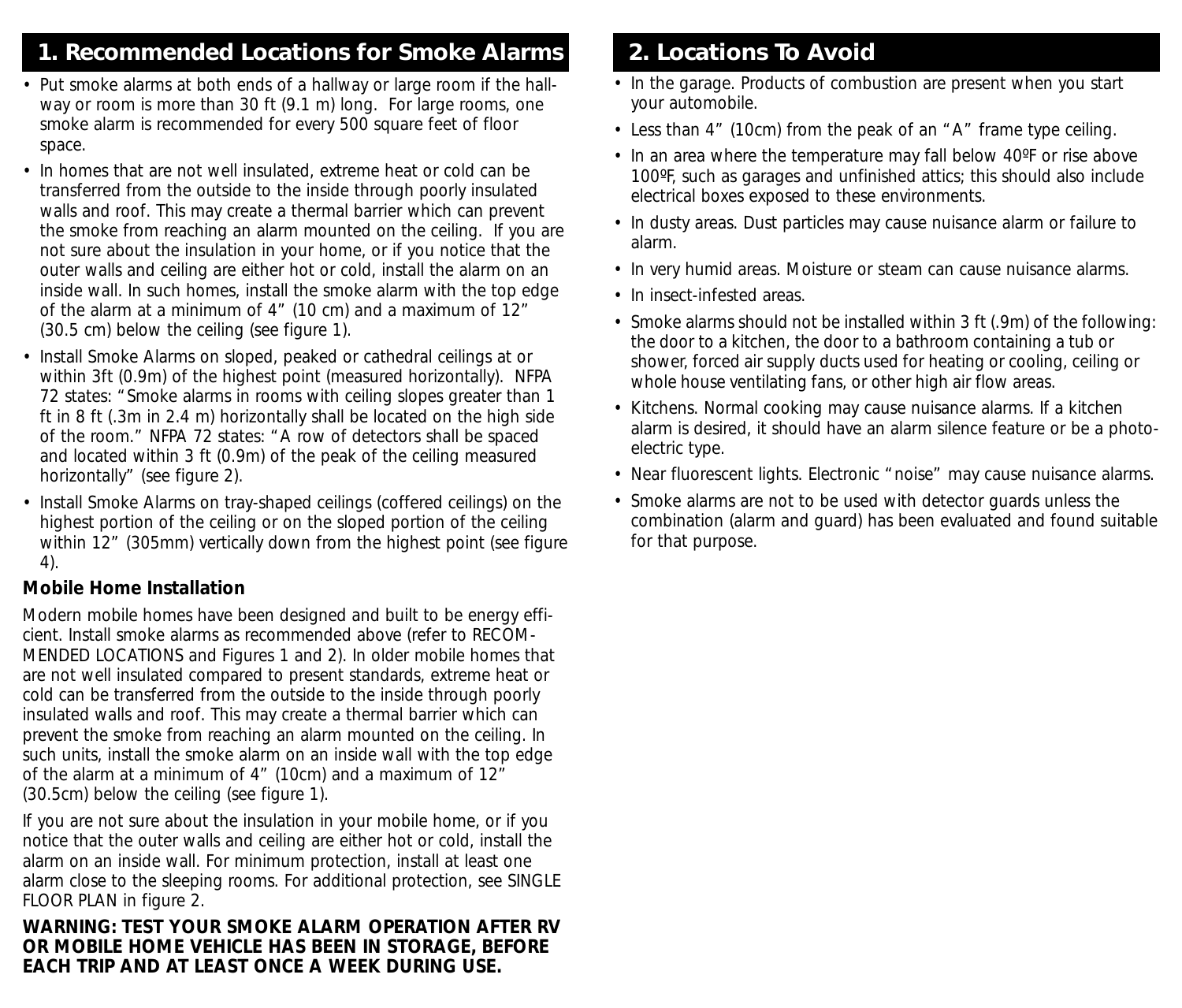## 1. Recommended Locations for Smoke Alarms

- Put smoke alarms at both ends of a hallway or large room if the hallway or room is more than 30 ft (9.1 m) long. For large rooms, one smoke alarm is recommended for every 500 square feet of floor space.
- In homes that are not well insulated, extreme heat or cold can be transferred from the outside to the inside through poorly insulated walls and roof. This may create a thermal barrier which can prevent the smoke from reaching an alarm mounted on the ceiling. If you are not sure about the insulation in your home, or if you notice that the outer walls and ceiling are either hot or cold, install the alarm on an inside wall. In such homes, install the smoke alarm with the top edge of the alarm at a minimum of 4" (10 cm) and a maximum of 12" (30.5 cm) below the ceiling (see figure 1).
- Install Smoke Alarms on sloped, peaked or cathedral ceilings at or within 3ft (0.9m) of the highest point (measured horizontally). NFPA 72 states: "Smoke alarms in rooms with ceiling slopes greater than 1 ft in 8 ft (.3m in 2.4 m) horizontally shall be located on the high side of the room." NFPA 72 states: "A row of detectors shall be spaced and located within 3 ft (0.9m) of the peak of the ceiling measured horizontally" (see figure 2).
- Install Smoke Alarms on tray-shaped ceilings (coffered ceilings) on the highest portion of the ceiling or on the sloped portion of the ceiling within 12" (305mm) vertically down from the highest point (see figure 4).

### Mobile Home Installation

Modern mobile homes have been designed and built to be energy efficient. Install smoke alarms as recommended above (refer to RECOMMENDED LOCATIONS and Figures 1 and 2). In older mobile homes that are not well insulated compared to present standards, extreme heat or cold can be transferred from the outside to the inside through poorly insulated walls and roof. This may create a thermal barrier which can prevent the smoke from reaching an alarm mounted on the ceiling. In such units, install the smoke alarm on an inside wall with the top edge of the alarm at a minimum of 4" (10cm) and a maximum of 12" (30.5cm) below the ceiling (see figure 1).

If you are not sure about the insulation in your mobile home, or if you notice that the outer walls and ceiling are either hot or cold, install the alarm on an inside wall. For minimum protection, install at least one alarm close to the sleeping rooms. For additional protection, see SINGLE FLOOR PLAN in figure 2.

**WARNING: TEST YOUR SMOKE ALARM OPERATION AFTER RV OR MOBILE HOME VEHICLE HAS BEEN IN STORAGE, BEFORE EACH TRIP AND AT LEAST ONCE A WEEK DURING USE.**

## 2. Locations To Avoid

- In the garage. Products of combustion are present when you start your automobile.
- Less than 4" (10cm) from the peak of an "A" frame type ceiling.
- In an area where the temperature may fall below 40ºF or rise above 100ºF, such as garages and unfinished attics; this should also include electrical boxes exposed to these environments.
- In dusty areas. Dust particles may cause nuisance alarm or failure to alarm.
- In very humid areas. Moisture or steam can cause nuisance alarms.
- In insect-infested areas.
- Smoke alarms should not be installed within 3 ft (.9m) of the following: the door to a kitchen, the door to a bathroom containing a tub or shower, forced air supply ducts used for heating or cooling, ceiling or whole house ventilating fans, or other high air flow areas.
- Kitchens. Normal cooking may cause nuisance alarms. If a kitchen alarm is desired, it should have an alarm silence feature or be a photoelectric type.
- Near fluorescent lights. Electronic "noise" may cause nuisance alarms.
- Smoke alarms are not to be used with detector guards unless the combination (alarm and guard) has been evaluated and found suitable for that purpose.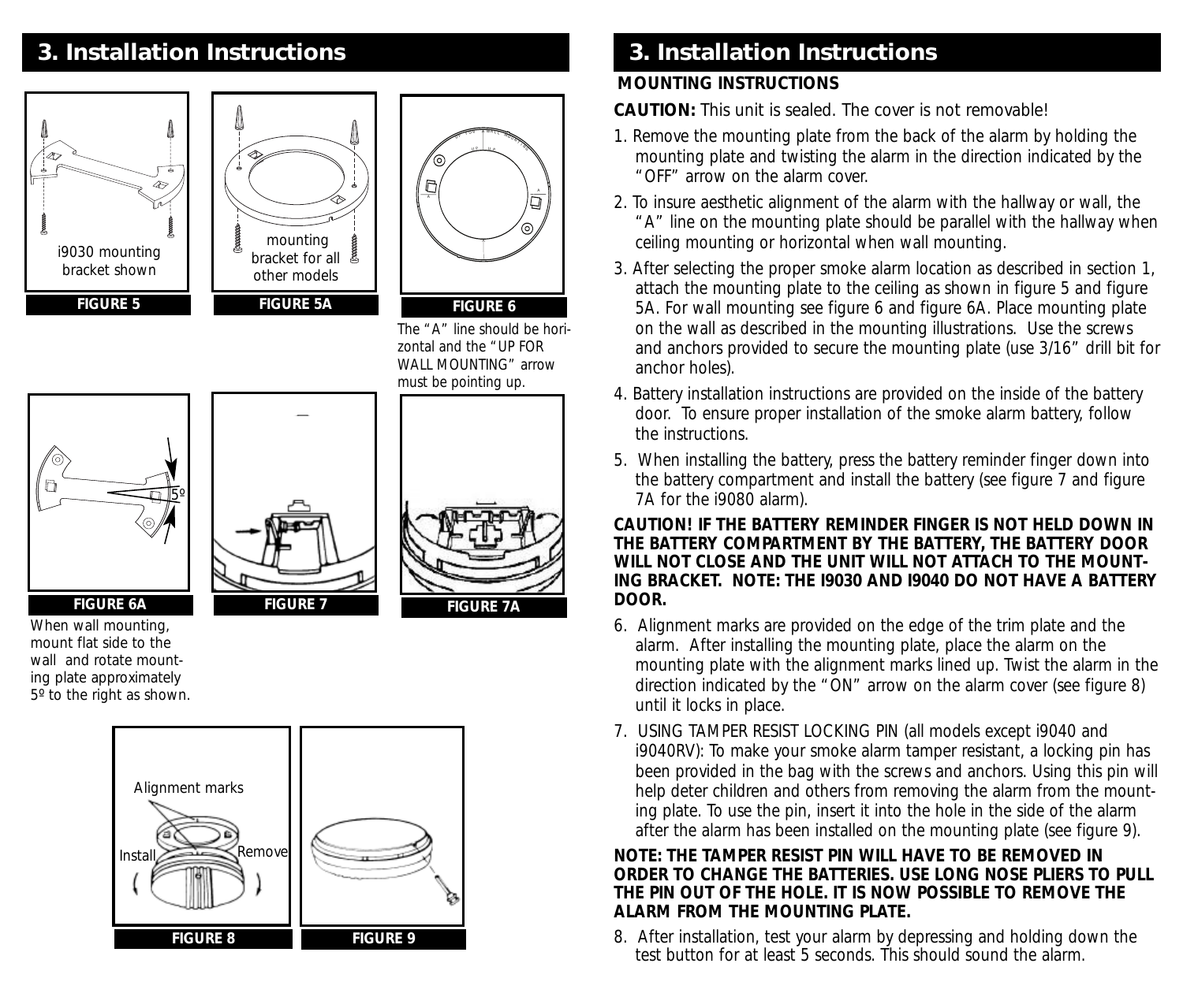## 3. Installation Instructions

i9030 mounting bracket shown

**FIGURE 5**

mounting bracket for all other models

**FIGURE 5A**

**FIGURE 6**

The "A" line should be horizontal and the "UP FOR WALL MOUNTING" arrow must be pointing up.

**FIGURE 6A**

When wall mounting, mount flat side to the wall and rotate mounting plate approximately 5º to the right as shown.

**FIGURE 7**

**FIGURE 7A**

Alignment marks

Install

Remove

**FIGURE 8**

**FIGURE 9**

## 3. Installation Instructions

### MOUNTING INSTRUCTIONS

**CAUTION:** This unit is sealed. The cover is not removable!

1. Remove the mounting plate from the back of the alarm by holding the mounting plate and twisting the alarm in the direction indicated by the "OFF" arrow on the alarm cover.
2. To insure aesthetic alignment of the alarm with the hallway or wall, the "A" line on the mounting plate should be parallel with the hallway when ceiling mounting or horizontal when wall mounting.
3. After selecting the proper smoke alarm location as described in section 1, attach the mounting plate to the ceiling as shown in figure 5 and figure 5A. For wall mounting see figure 6 and figure 6A. Place mounting plate on the wall as described in the mounting illustrations. Use the screws and anchors provided to secure the mounting plate (use 3/16" drill bit for anchor holes).
4. Battery installation instructions are provided on the inside of the battery door. To ensure proper installation of the smoke alarm battery, follow the instructions.
5. When installing the battery, press the battery reminder finger down into the battery compartment and install the battery (see figure 7 and figure 7A for the i9080 alarm).

**CAUTION! IF THE BATTERY REMINDER FINGER IS NOT HELD DOWN IN THE BATTERY COMPARTMENT BY THE BATTERY, THE BATTERY DOOR WILL NOT CLOSE AND THE UNIT WILL NOT ATTACH TO THE MOUNTING BRACKET. NOTE: THE I9030 AND I9040 DO NOT HAVE A BATTERY DOOR.**

6. Alignment marks are provided on the edge of the trim plate and the alarm. After installing the mounting plate, place the alarm on the mounting plate with the alignment marks lined up. Twist the alarm in the direction indicated by the "ON" arrow on the alarm cover (see figure 8) until it locks in place.
7. USING TAMPER RESIST LOCKING PIN (all models except i9040 and i9040RV): To make your smoke alarm tamper resistant, a locking pin has been provided in the bag with the screws and anchors. Using this pin will help deter children and others from removing the alarm from the mounting plate. To use the pin, insert it into the hole in the side of the alarm after the alarm has been installed on the mounting plate (see figure 9).

**NOTE: THE TAMPER RESIST PIN WILL HAVE TO BE REMOVED IN ORDER TO CHANGE THE BATTERIES. USE LONG NOSE PLIERS TO PULL THE PIN OUT OF THE HOLE. IT IS NOW POSSIBLE TO REMOVE THE ALARM FROM THE MOUNTING PLATE.**

8. After installation, test your alarm by depressing and holding down the test button for at least 5 seconds. This should sound the alarm.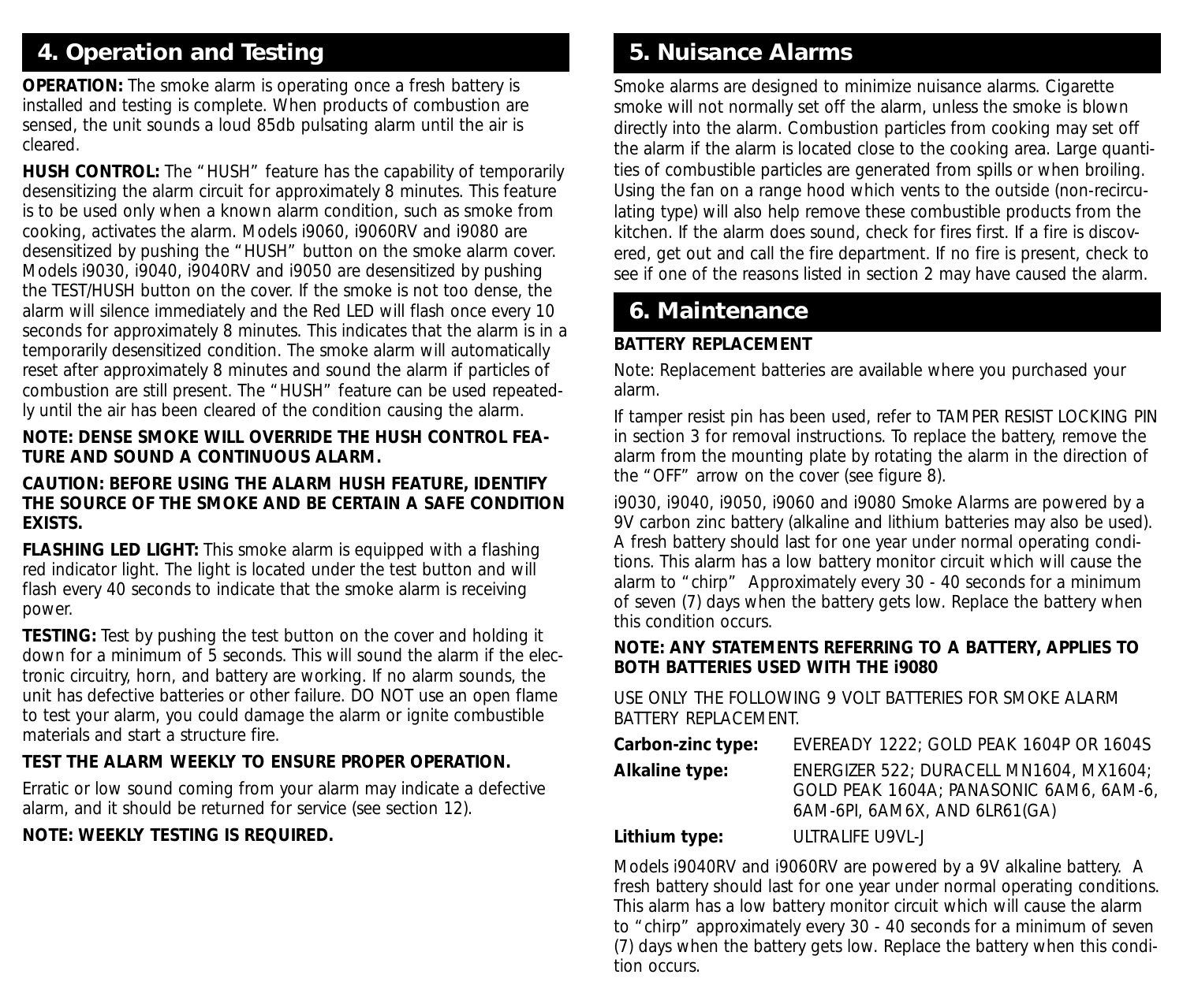## 4. Operation and Testing

**OPERATION:** The smoke alarm is operating once a fresh battery is installed and testing is complete. When products of combustion are sensed, the unit sounds a loud 85db pulsating alarm until the air is cleared.

**HUSH CONTROL:** The "HUSH" feature has the capability of temporarily desensitizing the alarm circuit for approximately 8 minutes. This feature is to be used only when a known alarm condition, such as smoke from cooking, activates the alarm. Models i9060, i9060RV and i9080 are desensitized by pushing the "HUSH" button on the smoke alarm cover. Models i9030, i9040, i9040RV and i9050 are desensitized by pushing the TEST/HUSH button on the cover. If the smoke is not too dense, the alarm will silence immediately and the Red LED will flash once every 10 seconds for approximately 8 minutes. This indicates that the alarm is in a temporarily desensitized condition. The smoke alarm will automatically reset after approximately 8 minutes and sound the alarm if particles of combustion are still present. The "HUSH" feature can be used repeatedly until the air has been cleared of the condition causing the alarm.

**NOTE: DENSE SMOKE WILL OVERRIDE THE HUSH CONTROL FEATURE AND SOUND A CONTINUOUS ALARM.**

**CAUTION: BEFORE USING THE ALARM HUSH FEATURE, IDENTIFY THE SOURCE OF THE SMOKE AND BE CERTAIN A SAFE CONDITION EXISTS.**

**FLASHING LED LIGHT:** This smoke alarm is equipped with a flashing red indicator light. The light is located under the test button and will flash every 40 seconds to indicate that the smoke alarm is receiving power.

**TESTING:** Test by pushing the test button on the cover and holding it down for a minimum of 5 seconds. This will sound the alarm if the electronic circuitry, horn, and battery are working. If no alarm sounds, the unit has defective batteries or other failure. DO NOT use an open flame to test your alarm, you could damage the alarm or ignite combustible materials and start a structure fire.

**TEST THE ALARM WEEKLY TO ENSURE PROPER OPERATION.**

Erratic or low sound coming from your alarm may indicate a defective alarm, and it should be returned for service (see section 12).

**NOTE: WEEKLY TESTING IS REQUIRED.**

## 5. Nuisance Alarms

Smoke alarms are designed to minimize nuisance alarms. Cigarette smoke will not normally set off the alarm, unless the smoke is blown directly into the alarm. Combustion particles from cooking may set off the alarm if the alarm is located close to the cooking area. Large quantities of combustible particles are generated from spills or when broiling. Using the fan on a range hood which vents to the outside (non-recirculating type) will also help remove these combustible products from the kitchen. If the alarm does sound, check for fires first. If a fire is discovered, get out and call the fire department. If no fire is present, check to see if one of the reasons listed in section 2 may have caused the alarm.

## 6. Maintenance

**BATTERY REPLACEMENT**

Note: Replacement batteries are available where you purchased your alarm.

If tamper resist pin has been used, refer to TAMPER RESIST LOCKING PIN in section 3 for removal instructions. To replace the battery, remove the alarm from the mounting plate by rotating the alarm in the direction of the "OFF" arrow on the cover (see figure 8).

i9030, i9040, i9050, i9060 and i9080 Smoke Alarms are powered by a 9V carbon zinc battery (alkaline and lithium batteries may also be used). A fresh battery should last for one year under normal operating conditions. This alarm has a low battery monitor circuit which will cause the alarm to "chirp" Approximately every 30 - 40 seconds for a minimum of seven (7) days when the battery gets low. Replace the battery when this condition occurs.

**NOTE: ANY STATEMENTS REFERRING TO A BATTERY, APPLIES TO BOTH BATTERIES USED WITH THE i9080**

USE ONLY THE FOLLOWING 9 VOLT BATTERIES FOR SMOKE ALARM BATTERY REPLACEMENT.

| | |
|---|---|
| **Carbon-zinc type:** | EVEREADY 1222; GOLD PEAK 1604P OR 1604S |
| **Alkaline type:** | ENERGIZER 522; DURACELL MN1604, MX1604; GOLD PEAK 1604A; PANASONIC 6AM6, 6AM-6, 6AM-6PI, 6AM6X, AND 6LR61(GA) |
| **Lithium type:** | ULTRALIFE U9VL-J |

Models i9040RV and i9060RV are powered by a 9V alkaline battery. A fresh battery should last for one year under normal operating conditions. This alarm has a low battery monitor circuit which will cause the alarm to "chirp" approximately every 30 - 40 seconds for a minimum of seven (7) days when the battery gets low. Replace the battery when this condition occurs.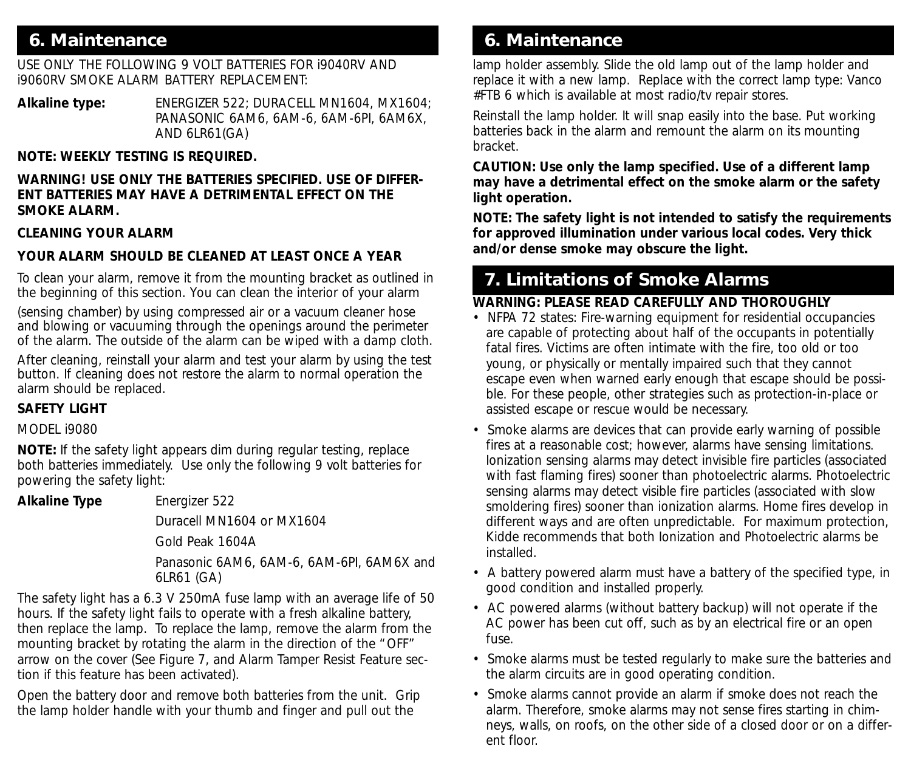## 6. Maintenance

USE ONLY THE FOLLOWING 9 VOLT BATTERIES FOR i9040RV AND i9060RV SMOKE ALARM BATTERY REPLACEMENT:

| **Alkaline type:** | ENERGIZER 522; DURACELL MN1604, MX1604; PANASONIC 6AM6, 6AM-6, 6AM-6PI, 6AM6X, AND 6LR61(GA) |
|---|---|

**NOTE: WEEKLY TESTING IS REQUIRED.**

**WARNING! USE ONLY THE BATTERIES SPECIFIED. USE OF DIFFERENT BATTERIES MAY HAVE A DETRIMENTAL EFFECT ON THE SMOKE ALARM.**

**CLEANING YOUR ALARM**

**YOUR ALARM SHOULD BE CLEANED AT LEAST ONCE A YEAR**

To clean your alarm, remove it from the mounting bracket as outlined in the beginning of this section. You can clean the interior of your alarm (sensing chamber) by using compressed air or a vacuum cleaner hose and blowing or vacuuming through the openings around the perimeter of the alarm. The outside of the alarm can be wiped with a damp cloth.

After cleaning, reinstall your alarm and test your alarm by using the test button. If cleaning does not restore the alarm to normal operation the alarm should be replaced.

**SAFETY LIGHT**

MODEL i9080

**NOTE:** If the safety light appears dim during regular testing, replace both batteries immediately. Use only the following 9 volt batteries for powering the safety light:

| **Alkaline Type** | Energizer 522 |
|---|---|
| | Duracell MN1604 or MX1604 |
| | Gold Peak 1604A |
| | Panasonic 6AM6, 6AM-6, 6AM-6PI, 6AM6X and 6LR61 (GA) |

The safety light has a 6.3 V 250mA fuse lamp with an average life of 50 hours. If the safety light fails to operate with a fresh alkaline battery, then replace the lamp. To replace the lamp, remove the alarm from the mounting bracket by rotating the alarm in the direction of the "OFF" arrow on the cover (See Figure 7, and Alarm Tamper Resist Feature section if this feature has been activated).

Open the battery door and remove both batteries from the unit. Grip the lamp holder handle with your thumb and finger and pull out the lamp holder assembly. Slide the old lamp out of the lamp holder and replace it with a new lamp. Replace with the correct lamp type: Vanco #FTB 6 which is available at most radio/tv repair stores.

Reinstall the lamp holder. It will snap easily into the base. Put working batteries back in the alarm and remount the alarm on its mounting bracket.

**CAUTION: Use only the lamp specified. Use of a different lamp may have a detrimental effect on the smoke alarm or the safety light operation.**

**NOTE: The safety light is not intended to satisfy the requirements for approved illumination under various local codes. Very thick and/or dense smoke may obscure the light.**

## 7. Limitations of Smoke Alarms

**WARNING: PLEASE READ CAREFULLY AND THOROUGHLY**

- NFPA 72 states: Fire-warning equipment for residential occupancies are capable of protecting about half of the occupants in potentially fatal fires. Victims are often intimate with the fire, too old or too young, or physically or mentally impaired such that they cannot escape even when warned early enough that escape should be possible. For these people, other strategies such as protection-in-place or assisted escape or rescue would be necessary.
- Smoke alarms are devices that can provide early warning of possible fires at a reasonable cost; however, alarms have sensing limitations. Ionization sensing alarms may detect invisible fire particles (associated with fast flaming fires) sooner than photoelectric alarms. Photoelectric sensing alarms may detect visible fire particles (associated with slow smoldering fires) sooner than ionization alarms. Home fires develop in different ways and are often unpredictable. For maximum protection, Kidde recommends that both Ionization and Photoelectric alarms be installed.
- A battery powered alarm must have a battery of the specified type, in good condition and installed properly.
- AC powered alarms (without battery backup) will not operate if the AC power has been cut off, such as by an electrical fire or an open fuse.
- Smoke alarms must be tested regularly to make sure the batteries and the alarm circuits are in good operating condition.
- Smoke alarms cannot provide an alarm if smoke does not reach the alarm. Therefore, smoke alarms may not sense fires starting in chimneys, walls, on roofs, on the other side of a closed door or on a different floor.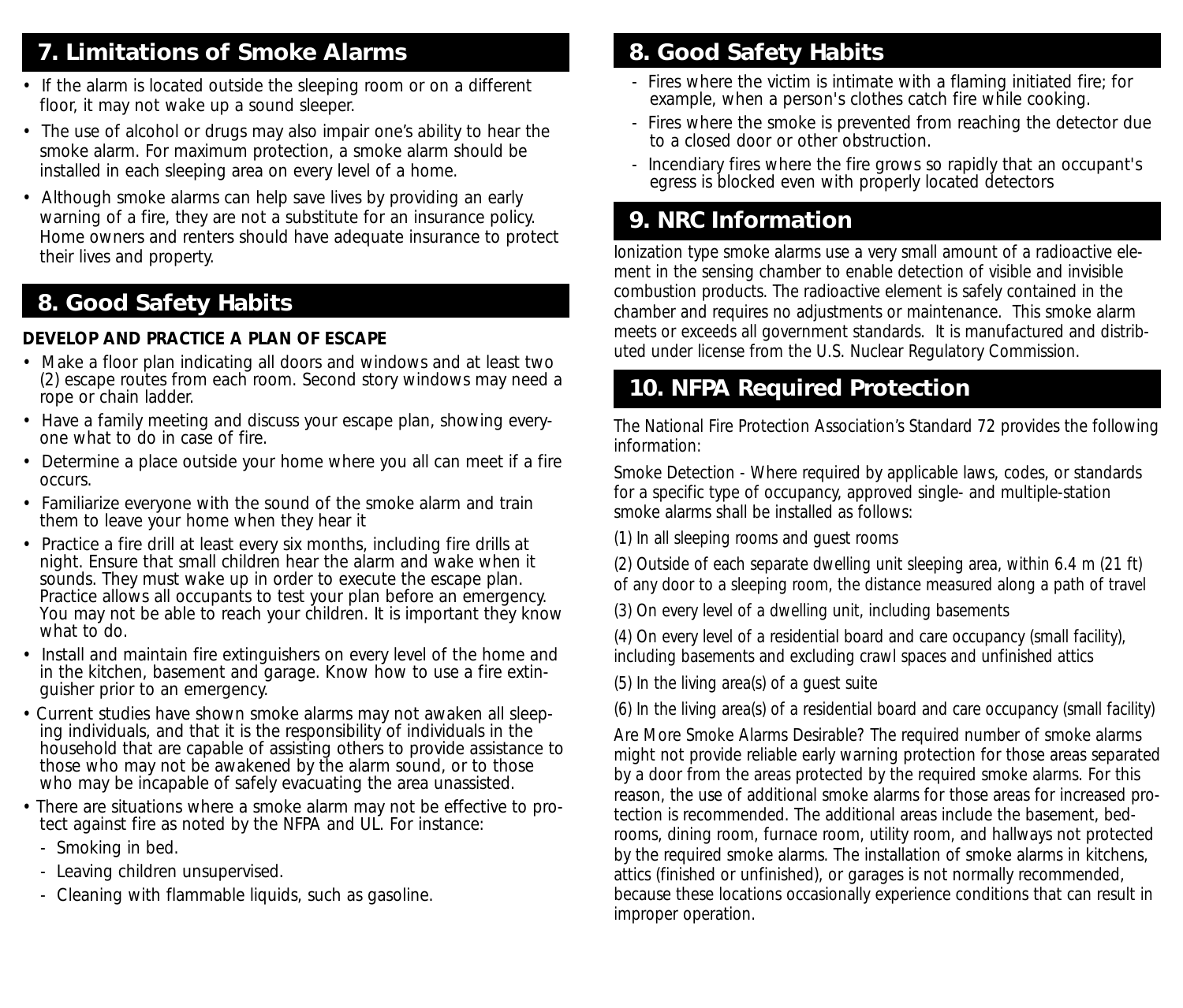## 7. Limitations of Smoke Alarms

- If the alarm is located outside the sleeping room or on a different floor, it may not wake up a sound sleeper.
- The use of alcohol or drugs may also impair one's ability to hear the smoke alarm. For maximum protection, a smoke alarm should be installed in each sleeping area on every level of a home.
- Although smoke alarms can help save lives by providing an early warning of a fire, they are not a substitute for an insurance policy. Home owners and renters should have adequate insurance to protect their lives and property.

## 8. Good Safety Habits

**DEVELOP AND PRACTICE A PLAN OF ESCAPE**

- Make a floor plan indicating all doors and windows and at least two (2) escape routes from each room. Second story windows may need a rope or chain ladder.
- Have a family meeting and discuss your escape plan, showing everyone what to do in case of fire.
- Determine a place outside your home where you all can meet if a fire occurs.
- Familiarize everyone with the sound of the smoke alarm and train them to leave your home when they hear it
- Practice a fire drill at least every six months, including fire drills at night. Ensure that small children hear the alarm and wake when it sounds. They must wake up in order to execute the escape plan. Practice allows all occupants to test your plan before an emergency. You may not be able to reach your children. It is important they know what to do.
- Install and maintain fire extinguishers on every level of the home and in the kitchen, basement and garage. Know how to use a fire extinguisher prior to an emergency.
- Current studies have shown smoke alarms may not awaken all sleeping individuals, and that it is the responsibility of individuals in the household that are capable of assisting others to provide assistance to those who may not be awakened by the alarm sound, or to those who may be incapable of safely evacuating the area unassisted.
- There are situations where a smoke alarm may not be effective to protect against fire as noted by the NFPA and UL. For instance:
  - Smoking in bed.
  - Leaving children unsupervised.
  - Cleaning with flammable liquids, such as gasoline.

## 8. Good Safety Habits

  - Fires where the victim is intimate with a flaming initiated fire; for example, when a person's clothes catch fire while cooking.
  - Fires where the smoke is prevented from reaching the detector due to a closed door or other obstruction.
  - Incendiary fires where the fire grows so rapidly that an occupant's egress is blocked even with properly located detectors

## 9. NRC Information

Ionization type smoke alarms use a very small amount of a radioactive element in the sensing chamber to enable detection of visible and invisible combustion products. The radioactive element is safely contained in the chamber and requires no adjustments or maintenance. This smoke alarm meets or exceeds all government standards. It is manufactured and distributed under license from the U.S. Nuclear Regulatory Commission.

## 10. NFPA Required Protection

The National Fire Protection Association's Standard 72 provides the following information:

Smoke Detection - Where required by applicable laws, codes, or standards for a specific type of occupancy, approved single- and multiple-station smoke alarms shall be installed as follows:

(1) In all sleeping rooms and guest rooms

(2) Outside of each separate dwelling unit sleeping area, within 6.4 m (21 ft) of any door to a sleeping room, the distance measured along a path of travel

(3) On every level of a dwelling unit, including basements

(4) On every level of a residential board and care occupancy (small facility), including basements and excluding crawl spaces and unfinished attics

(5) In the living area(s) of a guest suite

(6) In the living area(s) of a residential board and care occupancy (small facility)

Are More Smoke Alarms Desirable? The required number of smoke alarms might not provide reliable early warning protection for those areas separated by a door from the areas protected by the required smoke alarms. For this reason, the use of additional smoke alarms for those areas for increased protection is recommended. The additional areas include the basement, bedrooms, dining room, furnace room, utility room, and hallways not protected by the required smoke alarms. The installation of smoke alarms in kitchens, attics (finished or unfinished), or garages is not normally recommended, because these locations occasionally experience conditions that can result in improper operation.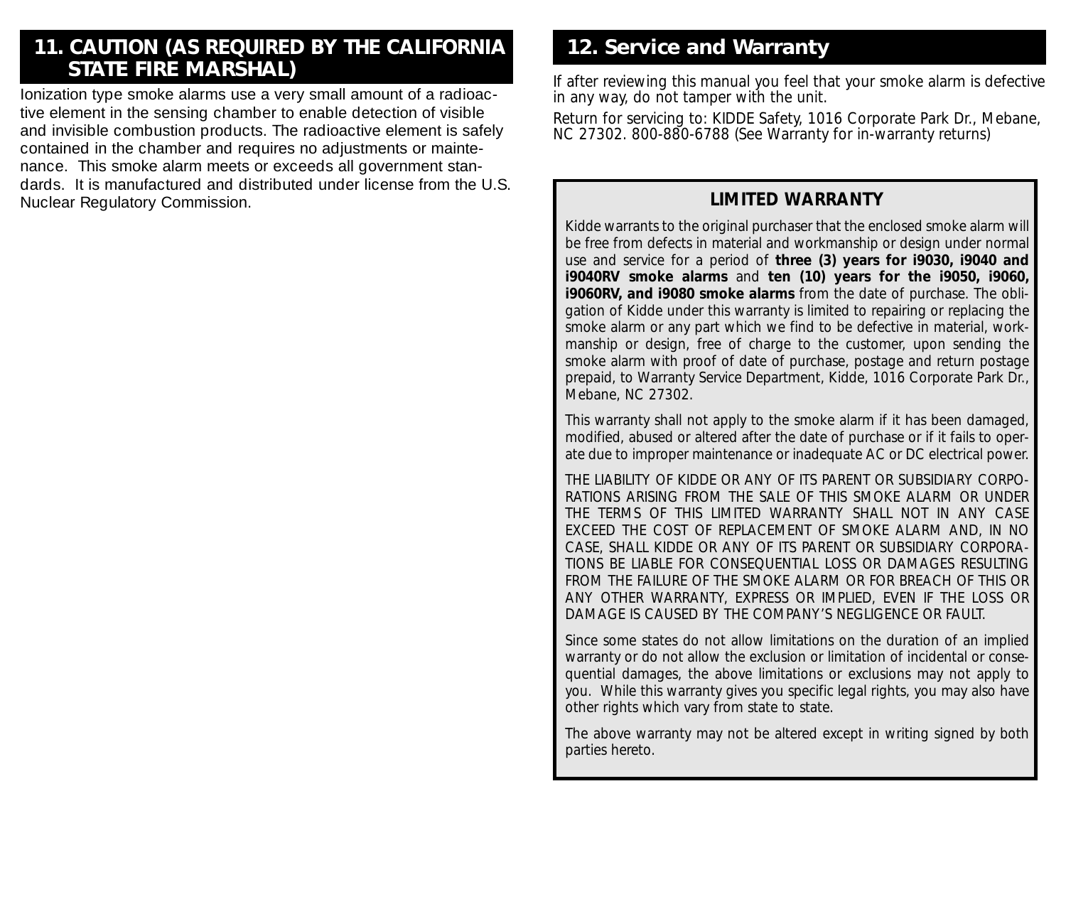## 11. CAUTION (AS REQUIRED BY THE CALIFORNIA STATE FIRE MARSHAL)

Ionization type smoke alarms use a very small amount of a radioactive element in the sensing chamber to enable detection of visible and invisible combustion products. The radioactive element is safely contained in the chamber and requires no adjustments or maintenance. This smoke alarm meets or exceeds all government standards. It is manufactured and distributed under license from the U.S. Nuclear Regulatory Commission.

## 12. Service and Warranty

If after reviewing this manual you feel that your smoke alarm is defective in any way, do not tamper with the unit.

Return for servicing to: KIDDE Safety, 1016 Corporate Park Dr., Mebane, NC 27302. 800-880-6788 (See Warranty for in-warranty returns)

### LIMITED WARRANTY

Kidde warrants to the original purchaser that the enclosed smoke alarm will be free from defects in material and workmanship or design under normal use and service for a period of **three (3) years for i9030, i9040 and i9040RV smoke alarms** and **ten (10) years for the i9050, i9060, i9060RV, and i9080 smoke alarms** from the date of purchase. The obligation of Kidde under this warranty is limited to repairing or replacing the smoke alarm or any part which we find to be defective in material, workmanship or design, free of charge to the customer, upon sending the smoke alarm with proof of date of purchase, postage and return postage prepaid, to Warranty Service Department, Kidde, 1016 Corporate Park Dr., Mebane, NC 27302.

This warranty shall not apply to the smoke alarm if it has been damaged, modified, abused or altered after the date of purchase or if it fails to operate due to improper maintenance or inadequate AC or DC electrical power.

THE LIABILITY OF KIDDE OR ANY OF ITS PARENT OR SUBSIDIARY CORPORATIONS ARISING FROM THE SALE OF THIS SMOKE ALARM OR UNDER THE TERMS OF THIS LIMITED WARRANTY SHALL NOT IN ANY CASE EXCEED THE COST OF REPLACEMENT OF SMOKE ALARM AND, IN NO CASE, SHALL KIDDE OR ANY OF ITS PARENT OR SUBSIDIARY CORPORATIONS BE LIABLE FOR CONSEQUENTIAL LOSS OR DAMAGES RESULTING FROM THE FAILURE OF THE SMOKE ALARM OR FOR BREACH OF THIS OR ANY OTHER WARRANTY, EXPRESS OR IMPLIED, EVEN IF THE LOSS OR DAMAGE IS CAUSED BY THE COMPANY'S NEGLIGENCE OR FAULT.

Since some states do not allow limitations on the duration of an implied warranty or do not allow the exclusion or limitation of incidental or consequential damages, the above limitations or exclusions may not apply to you. While this warranty gives you specific legal rights, you may also have other rights which vary from state to state.

The above warranty may not be altered except in writing signed by both parties hereto.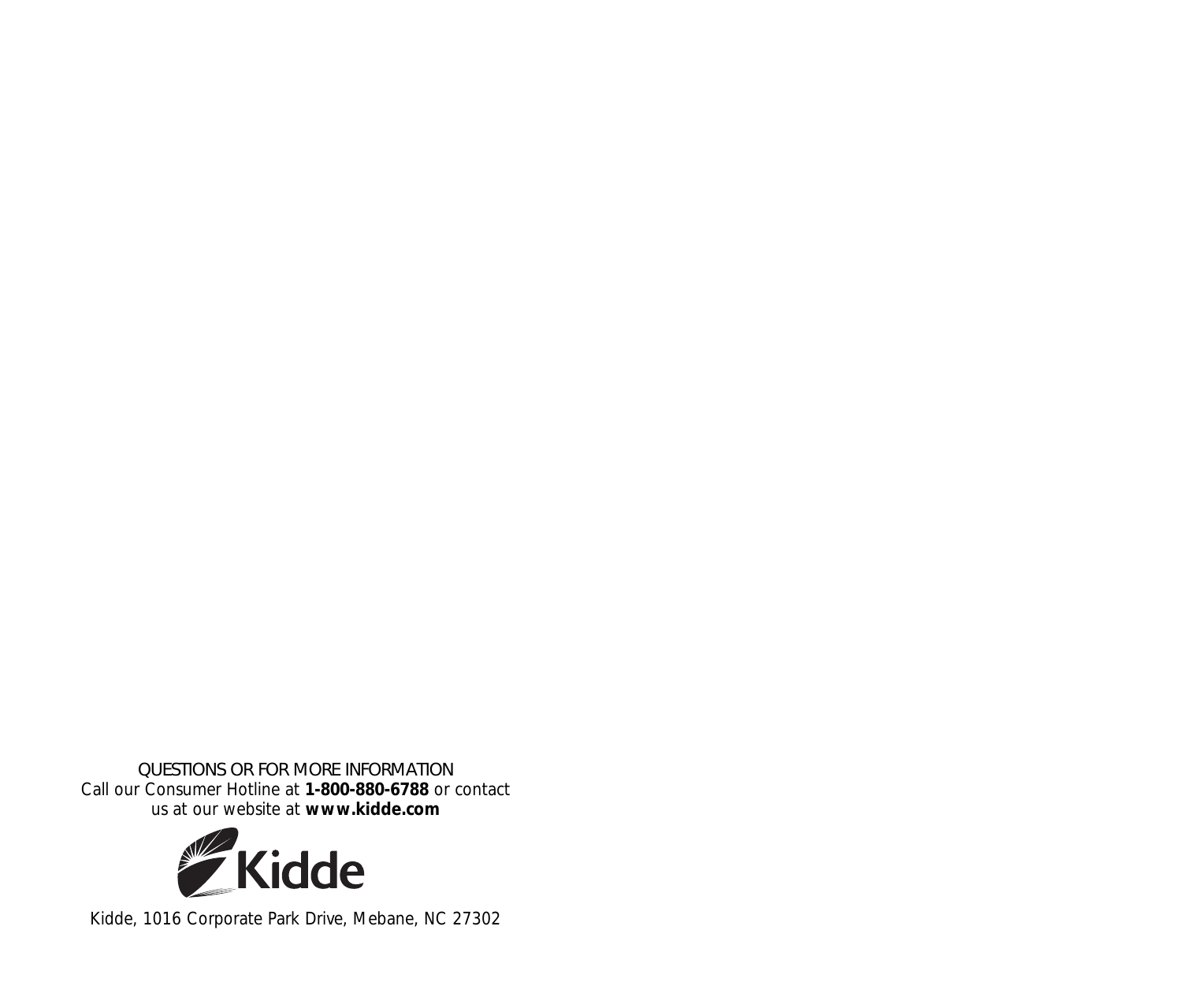QUESTIONS OR FOR MORE INFORMATION
Call our Consumer Hotline at **1-800-880-6788** or contact us at our website at **www.kidde.com**

Kidde

Kidde, 1016 Corporate Park Drive, Mebane, NC 27302